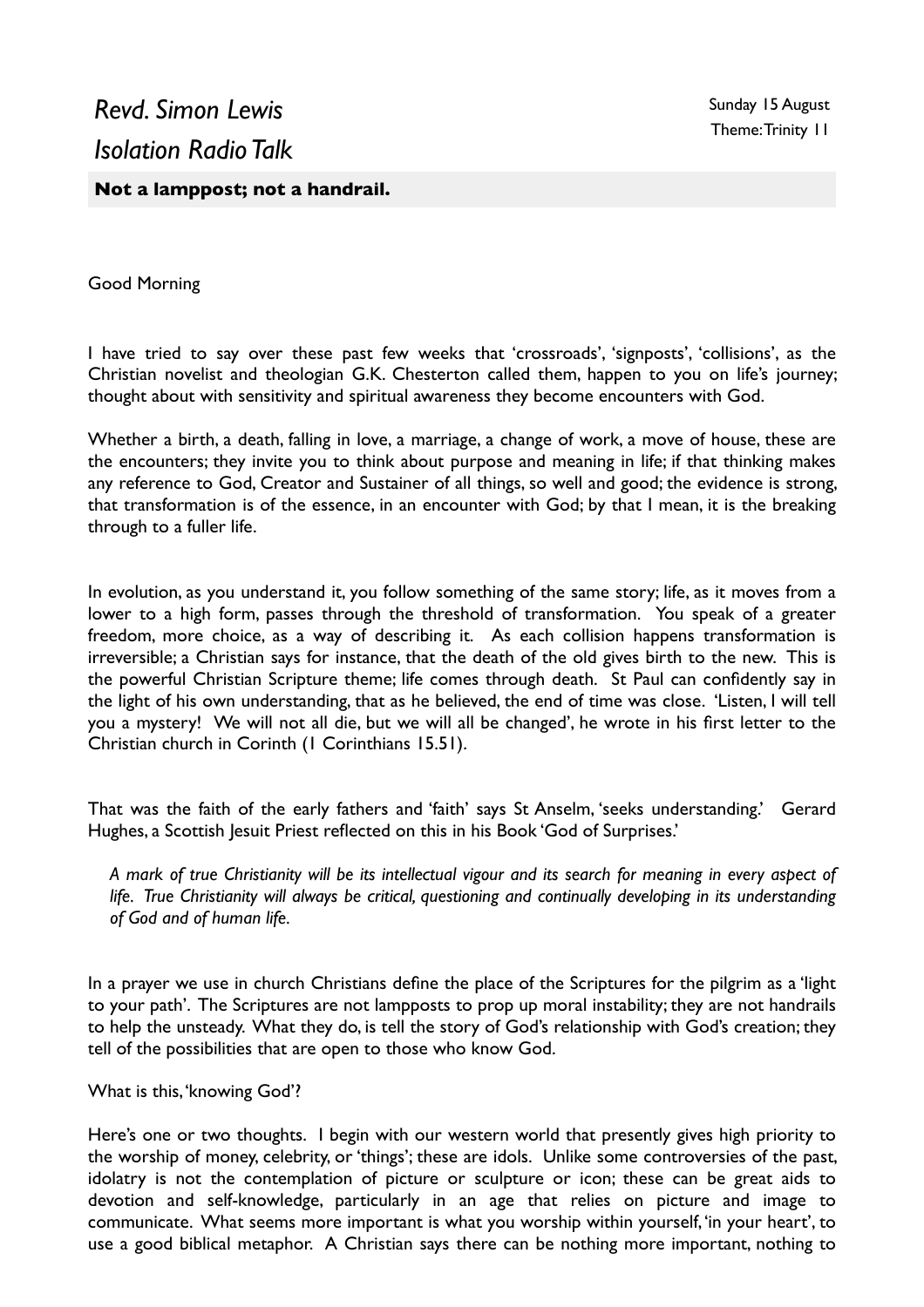*Revd. Simon Lewis*

*Isolation Radio Talk*

Sunday 15 August
Theme: Trinity 11

## Not a lamppost; not a handrail.

Good Morning

I have tried to say over these past few weeks that 'crossroads', 'signposts', 'collisions', as the Christian novelist and theologian G.K. Chesterton called them, happen to you on life's journey; thought about with sensitivity and spiritual awareness they become encounters with God.

Whether a birth, a death, falling in love, a marriage, a change of work, a move of house, these are the encounters; they invite you to think about purpose and meaning in life; if that thinking makes any reference to God, Creator and Sustainer of all things, so well and good; the evidence is strong, that transformation is of the essence, in an encounter with God; by that I mean, it is the breaking through to a fuller life.

In evolution, as you understand it, you follow something of the same story; life, as it moves from a lower to a high form, passes through the threshold of transformation. You speak of a greater freedom, more choice, as a way of describing it. As each collision happens transformation is irreversible; a Christian says for instance, that the death of the old gives birth to the new. This is the powerful Christian Scripture theme; life comes through death. St Paul can confidently say in the light of his own understanding, that as he believed, the end of time was close. 'Listen, I will tell you a mystery! We will not all die, but we will all be changed', he wrote in his first letter to the Christian church in Corinth (1 Corinthians 15.51).

That was the faith of the early fathers and 'faith' says St Anselm, 'seeks understanding.' Gerard Hughes, a Scottish Jesuit Priest reflected on this in his Book 'God of Surprises.'

> *A mark of true Christianity will be its intellectual vigour and its search for meaning in every aspect of life. True Christianity will always be critical, questioning and continually developing in its understanding of God and of human life.*

In a prayer we use in church Christians define the place of the Scriptures for the pilgrim as a 'light to your path'. The Scriptures are not lampposts to prop up moral instability; they are not handrails to help the unsteady. What they do, is tell the story of God's relationship with God's creation; they tell of the possibilities that are open to those who know God.

What is this, 'knowing God'?

Here's one or two thoughts. I begin with our western world that presently gives high priority to the worship of money, celebrity, or 'things'; these are idols. Unlike some controversies of the past, idolatry is not the contemplation of picture or sculpture or icon; these can be great aids to devotion and self-knowledge, particularly in an age that relies on picture and image to communicate. What seems more important is what you worship within yourself, 'in your heart', to use a good biblical metaphor. A Christian says there can be nothing more important, nothing to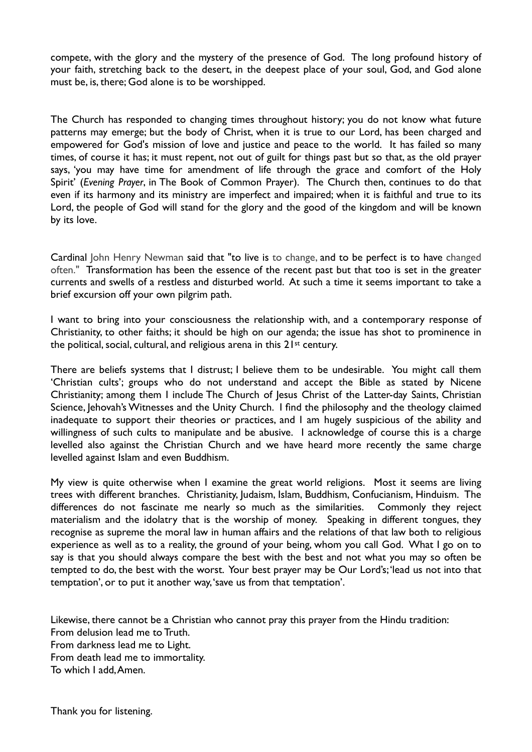compete, with the glory and the mystery of the presence of God. The long profound history of your faith, stretching back to the desert, in the deepest place of your soul, God, and God alone must be, is, there; God alone is to be worshipped.

The Church has responded to changing times throughout history; you do not know what future patterns may emerge; but the body of Christ, when it is true to our Lord, has been charged and empowered for God's mission of love and justice and peace to the world. It has failed so many times, of course it has; it must repent, not out of guilt for things past but so that, as the old prayer says, 'you may have time for amendment of life through the grace and comfort of the Holy Spirit' (*Evening Prayer*, in The Book of Common Prayer). The Church then, continues to do that even if its harmony and its ministry are imperfect and impaired; when it is faithful and true to its Lord, the people of God will stand for the glory and the good of the kingdom and will be known by its love.

Cardinal John Henry Newman said that "to live is to change, and to be perfect is to have changed often." Transformation has been the essence of the recent past but that too is set in the greater currents and swells of a restless and disturbed world. At such a time it seems important to take a brief excursion off your own pilgrim path.

I want to bring into your consciousness the relationship with, and a contemporary response of Christianity, to other faiths; it should be high on our agenda; the issue has shot to prominence in the political, social, cultural, and religious arena in this 21st century.

There are beliefs systems that I distrust; I believe them to be undesirable. You might call them 'Christian cults'; groups who do not understand and accept the Bible as stated by Nicene Christianity; among them I include The Church of Jesus Christ of the Latter-day Saints, Christian Science, Jehovah's Witnesses and the Unity Church. I find the philosophy and the theology claimed inadequate to support their theories or practices, and I am hugely suspicious of the ability and willingness of such cults to manipulate and be abusive. I acknowledge of course this is a charge levelled also against the Christian Church and we have heard more recently the same charge levelled against Islam and even Buddhism.

My view is quite otherwise when I examine the great world religions. Most it seems are living trees with different branches. Christianity, Judaism, Islam, Buddhism, Confucianism, Hinduism. The differences do not fascinate me nearly so much as the similarities. Commonly they reject materialism and the idolatry that is the worship of money. Speaking in different tongues, they recognise as supreme the moral law in human affairs and the relations of that law both to religious experience as well as to a reality, the ground of your being, whom you call God. What I go on to say is that you should always compare the best with the best and not what you may so often be tempted to do, the best with the worst. Your best prayer may be Our Lord's; 'lead us not into that temptation', or to put it another way, 'save us from that temptation'.

Likewise, there cannot be a Christian who cannot pray this prayer from the Hindu tradition:
From delusion lead me to Truth.
From darkness lead me to Light.
From death lead me to immortality.
To which I add, Amen.

Thank you for listening.